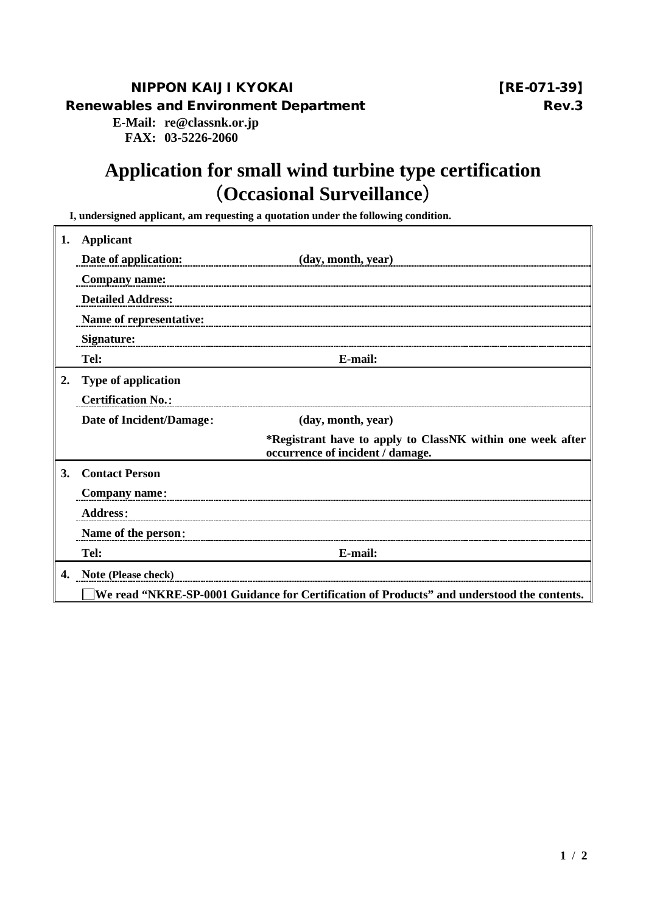**NIPPON KAIJI KYOKAI** **【RE-071-39】**

**Renewables and Environment Department** **Rev.3**

**E-Mail: re@classnk.or.jp**

**FAX: 03-5226-2060**

# Application for small wind turbine type certification （Occasional Surveillance）

**I, undersigned applicant, am requesting a quotation under the following condition.**

| | | |
|---|---|---|
| **1.** | **Applicant** | |
| | **Date of application:** | **(day, month, year)** |
| | **Company name:** | |
| | **Detailed Address:** | |
| | **Name of representative:** | |
| | **Signature:** | |
| | **Tel:** | **E-mail:** |
| **2.** | **Type of application** | |
| | **Certification No.**： | |
| | **Date of Incident/Damage**： | **(day, month, year)** |
| | | ***Registrant have to apply to ClassNK within one week after occurrence of incident / damage.** |
| **3.** | **Contact Person** | |
| | **Company name**： | |
| | **Address**： | |
| | **Name of the person**： | |
| | **Tel:** | **E-mail:** |
| **4.** | **Note (Please check)** | |
| | ☐ **We read "NKRE-SP-0001 Guidance for Certification of Products" and understood the contents.** | |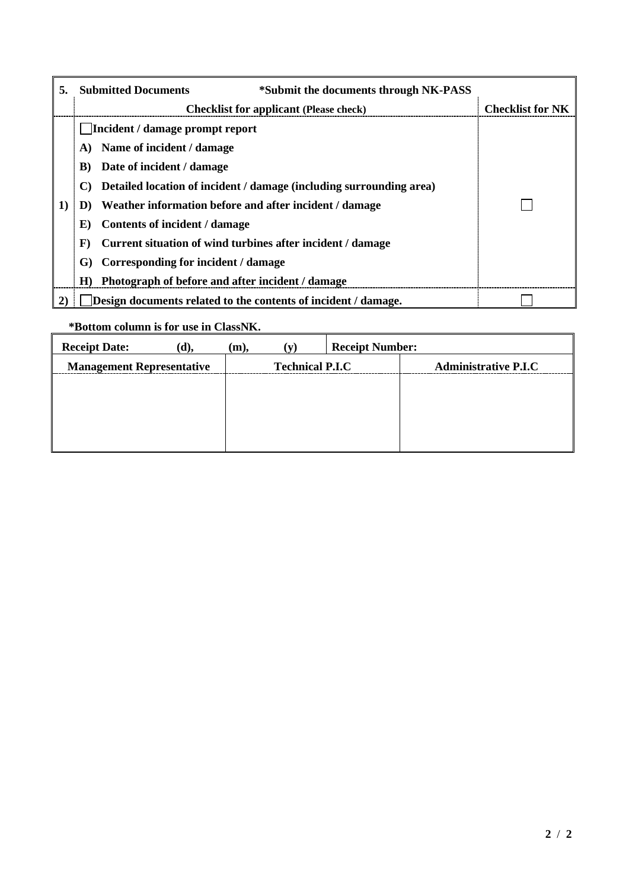| 5. | Submitted Documents *Submit the documents through NK-PASS | |
|---|---|---|
| | **Checklist for applicant** (Please check) | **Checklist for NK** |
| 1) | ☐ **Incident / damage prompt report**<br>**A) Name of incident / damage**<br>**B) Date of incident / damage**<br>**C) Detailed location of incident / damage (including surrounding area)**<br>**D) Weather information before and after incident / damage**<br>**E) Contents of incident / damage**<br>**F) Current situation of wind turbines after incident / damage**<br>**G) Corresponding for incident / damage**<br>**H) Photograph of before and after incident / damage** | ☐ |
| 2) | ☐ **Design documents related to the contents of incident / damage.** | ☐ |

**\*Bottom column is for use in ClassNK.**

| Receipt Date: (d), (m), (y) | | Receipt Number: |
|---|---|---|
| **Management Representative** | **Technical P.I.C** | **Administrative P.I.C** |
| | | |